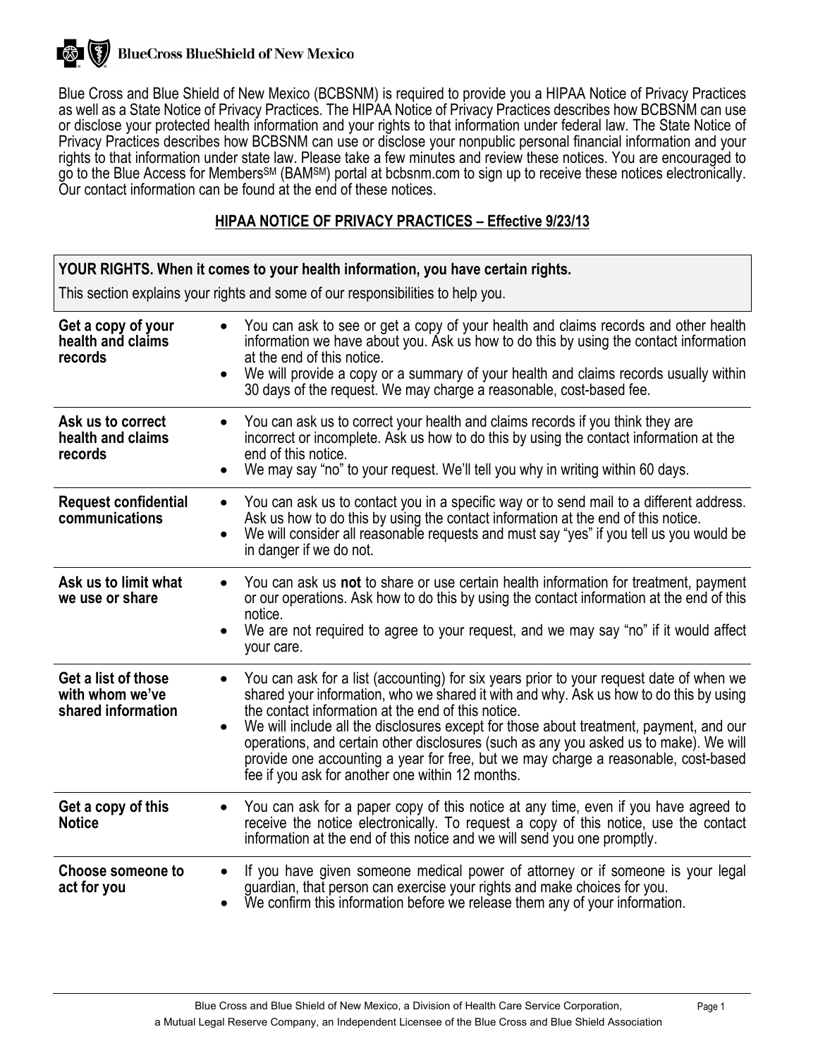BlueCross BlueShield of New Mexico

Blue Cross and Blue Shield of New Mexico (BCBSNM) is required to provide you a HIPAA Notice of Privacy Practices as well as a State Notice of Privacy Practices. The HIPAA Notice of Privacy Practices describes how BCBSNM can use or disclose your protected health information and your rights to that information under federal law. The State Notice of Privacy Practices describes how BCBSNM can use or disclose your nonpublic personal financial information and your rights to that information under state law. Please take a few minutes and review these notices. You are encouraged to go to the Blue Access for Members[SM] (BAM[SM]) portal at bcbsnm.com to sign up to receive these notices electronically. Our contact information can be found at the end of these notices.

## HIPAA NOTICE OF PRIVACY PRACTICES – Effective 9/23/13

| **YOUR RIGHTS. When it comes to your health information, you have certain rights.**<br>This section explains your rights and some of our responsibilities to help you. | |
|---|---|
| **Get a copy of your health and claims records** | • You can ask to see or get a copy of your health and claims records and other health information we have about you. Ask us how to do this by using the contact information at the end of this notice.<br>• We will provide a copy or a summary of your health and claims records usually within 30 days of the request. We may charge a reasonable, cost-based fee. |
| **Ask us to correct health and claims records** | • You can ask us to correct your health and claims records if you think they are incorrect or incomplete. Ask us how to do this by using the contact information at the end of this notice.<br>• We may say "no" to your request. We'll tell you why in writing within 60 days. |
| **Request confidential communications** | • You can ask us to contact you in a specific way or to send mail to a different address. Ask us how to do this by using the contact information at the end of this notice.<br>• We will consider all reasonable requests and must say "yes" if you tell us you would be in danger if we do not. |
| **Ask us to limit what we use or share** | • You can ask us **not** to share or use certain health information for treatment, payment or our operations. Ask how to do this by using the contact information at the end of this notice.<br>• We are not required to agree to your request, and we may say "no" if it would affect your care. |
| **Get a list of those with whom we've shared information** | • You can ask for a list (accounting) for six years prior to your request date of when we shared your information, who we shared it with and why. Ask us how to do this by using the contact information at the end of this notice.<br>• We will include all the disclosures except for those about treatment, payment, and our operations, and certain other disclosures (such as any you asked us to make). We will provide one accounting a year for free, but we may charge a reasonable, cost-based fee if you ask for another one within 12 months. |
| **Get a copy of this Notice** | • You can ask for a paper copy of this notice at any time, even if you have agreed to receive the notice electronically. To request a copy of this notice, use the contact information at the end of this notice and we will send you one promptly. |
| **Choose someone to act for you** | • If you have given someone medical power of attorney or if someone is your legal guardian, that person can exercise your rights and make choices for you.<br>• We confirm this information before we release them any of your information. |

Blue Cross and Blue Shield of New Mexico, a Division of Health Care Service Corporation, a Mutual Legal Reserve Company, an Independent Licensee of the Blue Cross and Blue Shield Association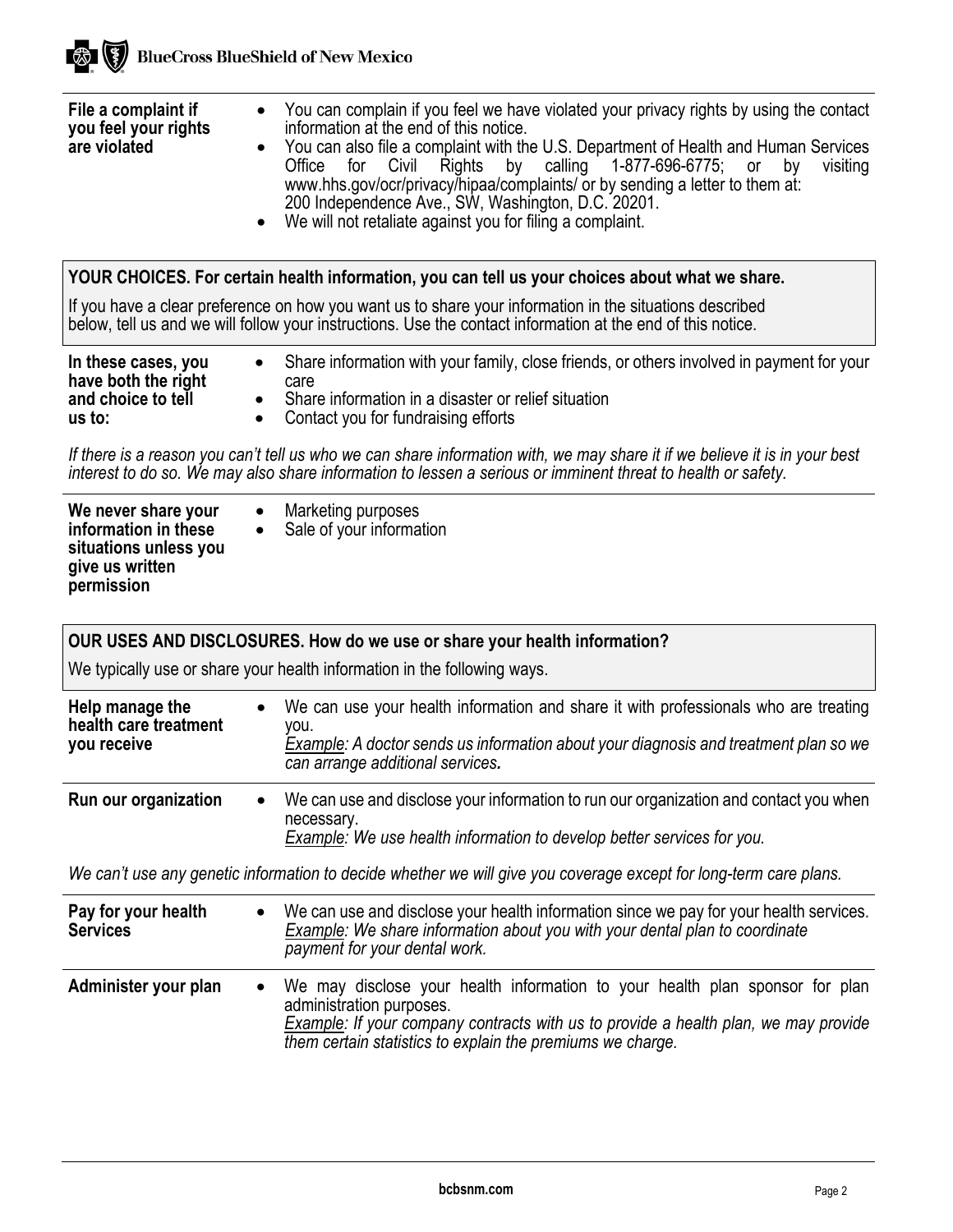**File a complaint if you feel your rights are violated**

- You can complain if you feel we have violated your privacy rights by using the contact information at the end of this notice.
- You can also file a complaint with the U.S. Department of Health and Human Services Office for Civil Rights by calling 1-877-696-6775; or by visiting www.hhs.gov/ocr/privacy/hipaa/complaints/ or by sending a letter to them at: 200 Independence Ave., SW, Washington, D.C. 20201.
- We will not retaliate against you for filing a complaint.

## YOUR CHOICES. For certain health information, you can tell us your choices about what we share.

If you have a clear preference on how you want us to share your information in the situations described below, tell us and we will follow your instructions. Use the contact information at the end of this notice.

**In these cases, you have both the right and choice to tell us to:**

- Share information with your family, close friends, or others involved in payment for your care
- Share information in a disaster or relief situation
- Contact you for fundraising efforts

*If there is a reason you can't tell us who we can share information with, we may share it if we believe it is in your best interest to do so. We may also share information to lessen a serious or imminent threat to health or safety.*

**We never share your information in these situations unless you give us written permission**

- Marketing purposes
- Sale of your information

## OUR USES AND DISCLOSURES. How do we use or share your health information?

We typically use or share your health information in the following ways.

**Help manage the health care treatment you receive**

- We can use your health information and share it with professionals who are treating you.
  *Example: A doctor sends us information about your diagnosis and treatment plan so we can arrange additional services.*

**Run our organization**

- We can use and disclose your information to run our organization and contact you when necessary.
  *Example: We use health information to develop better services for you.*

*We can't use any genetic information to decide whether we will give you coverage except for long-term care plans.*

**Pay for your health Services**

- We can use and disclose your health information since we pay for your health services.
  *Example: We share information about you with your dental plan to coordinate payment for your dental work.*

**Administer your plan**

- We may disclose your health information to your health plan sponsor for plan administration purposes.
  *Example: If your company contracts with us to provide a health plan, we may provide them certain statistics to explain the premiums we charge.*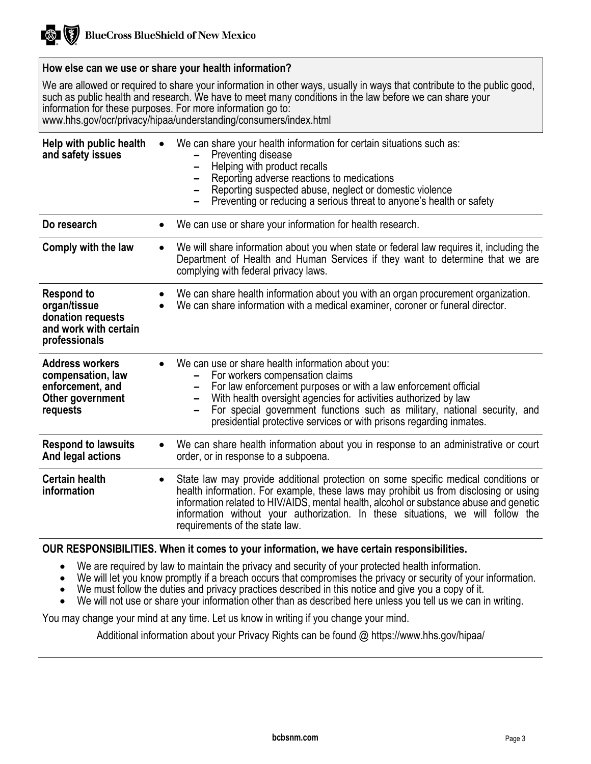## How else can we use or share your health information?

We are allowed or required to share your information in other ways, usually in ways that contribute to the public good, such as public health and research. We have to meet many conditions in the law before we can share your information for these purposes. For more information go to: www.hhs.gov/ocr/privacy/hipaa/understanding/consumers/index.html

| | |
|---|---|
| **Help with public health and safety issues** | • We can share your health information for certain situations such as:<br>– Preventing disease<br>– Helping with product recalls<br>– Reporting adverse reactions to medications<br>– Reporting suspected abuse, neglect or domestic violence<br>– Preventing or reducing a serious threat to anyone's health or safety |
| **Do research** | • We can use or share your information for health research. |
| **Comply with the law** | • We will share information about you when state or federal law requires it, including the Department of Health and Human Services if they want to determine that we are complying with federal privacy laws. |
| **Respond to organ/tissue donation requests and work with certain professionals** | • We can share health information about you with an organ procurement organization.<br>• We can share information with a medical examiner, coroner or funeral director. |
| **Address workers compensation, law enforcement, and Other government requests** | • We can use or share health information about you:<br>– For workers compensation claims<br>– For law enforcement purposes or with a law enforcement official<br>– With health oversight agencies for activities authorized by law<br>– For special government functions such as military, national security, and presidential protective services or with prisons regarding inmates. |
| **Respond to lawsuits And legal actions** | • We can share health information about you in response to an administrative or court order, or in response to a subpoena. |
| **Certain health information** | • State law may provide additional protection on some specific medical conditions or health information. For example, these laws may prohibit us from disclosing or using information related to HIV/AIDS, mental health, alcohol or substance abuse and genetic information without your authorization. In these situations, we will follow the requirements of the state law. |

## OUR RESPONSIBILITIES. When it comes to your information, we have certain responsibilities.

- We are required by law to maintain the privacy and security of your protected health information.
- We will let you know promptly if a breach occurs that compromises the privacy or security of your information.
- We must follow the duties and privacy practices described in this notice and give you a copy of it.
- We will not use or share your information other than as described here unless you tell us we can in writing.

You may change your mind at any time. Let us know in writing if you change your mind.

Additional information about your Privacy Rights can be found @ https://www.hhs.gov/hipaa/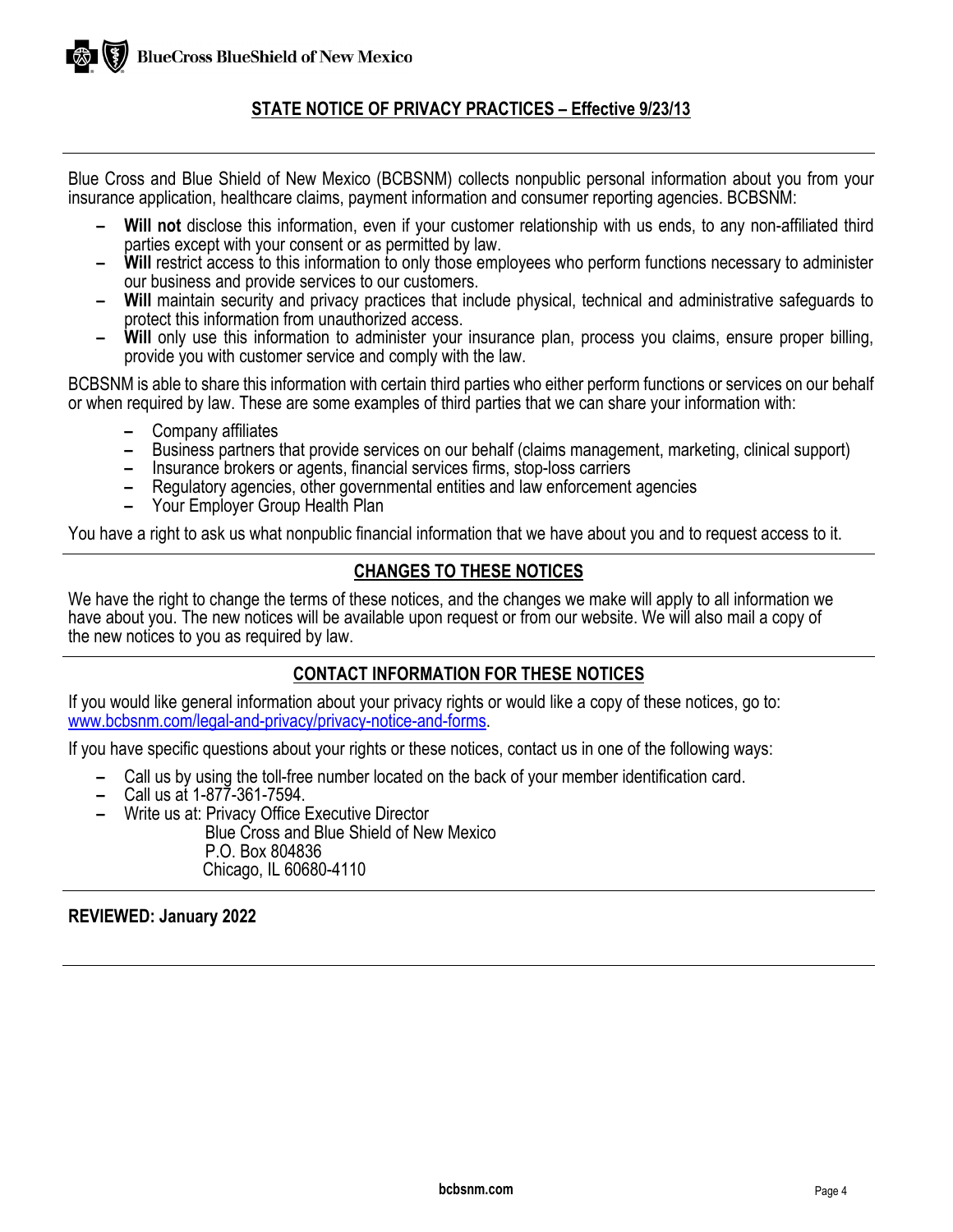## STATE NOTICE OF PRIVACY PRACTICES – Effective 9/23/13

Blue Cross and Blue Shield of New Mexico (BCBSNM) collects nonpublic personal information about you from your insurance application, healthcare claims, payment information and consumer reporting agencies. BCBSNM:

- **Will not** disclose this information, even if your customer relationship with us ends, to any non-affiliated third parties except with your consent or as permitted by law.
- **Will** restrict access to this information to only those employees who perform functions necessary to administer our business and provide services to our customers.
- **Will** maintain security and privacy practices that include physical, technical and administrative safeguards to protect this information from unauthorized access.
- **Will** only use this information to administer your insurance plan, process you claims, ensure proper billing, provide you with customer service and comply with the law.

BCBSNM is able to share this information with certain third parties who either perform functions or services on our behalf or when required by law. These are some examples of third parties that we can share your information with:

- Company affiliates
- Business partners that provide services on our behalf (claims management, marketing, clinical support)
- Insurance brokers or agents, financial services firms, stop-loss carriers
- Regulatory agencies, other governmental entities and law enforcement agencies
- Your Employer Group Health Plan

You have a right to ask us what nonpublic financial information that we have about you and to request access to it.

## CHANGES TO THESE NOTICES

We have the right to change the terms of these notices, and the changes we make will apply to all information we have about you. The new notices will be available upon request or from our website. We will also mail a copy of the new notices to you as required by law.

## CONTACT INFORMATION FOR THESE NOTICES

If you would like general information about your privacy rights or would like a copy of these notices, go to: www.bcbsnm.com/legal-and-privacy/privacy-notice-and-forms.

If you have specific questions about your rights or these notices, contact us in one of the following ways:

- Call us by using the toll-free number located on the back of your member identification card.
- Call us at 1-877-361-7594.
- Write us at: Privacy Office Executive Director
  Blue Cross and Blue Shield of New Mexico
  P.O. Box 804836
  Chicago, IL 60680-4110

**REVIEWED: January 2022**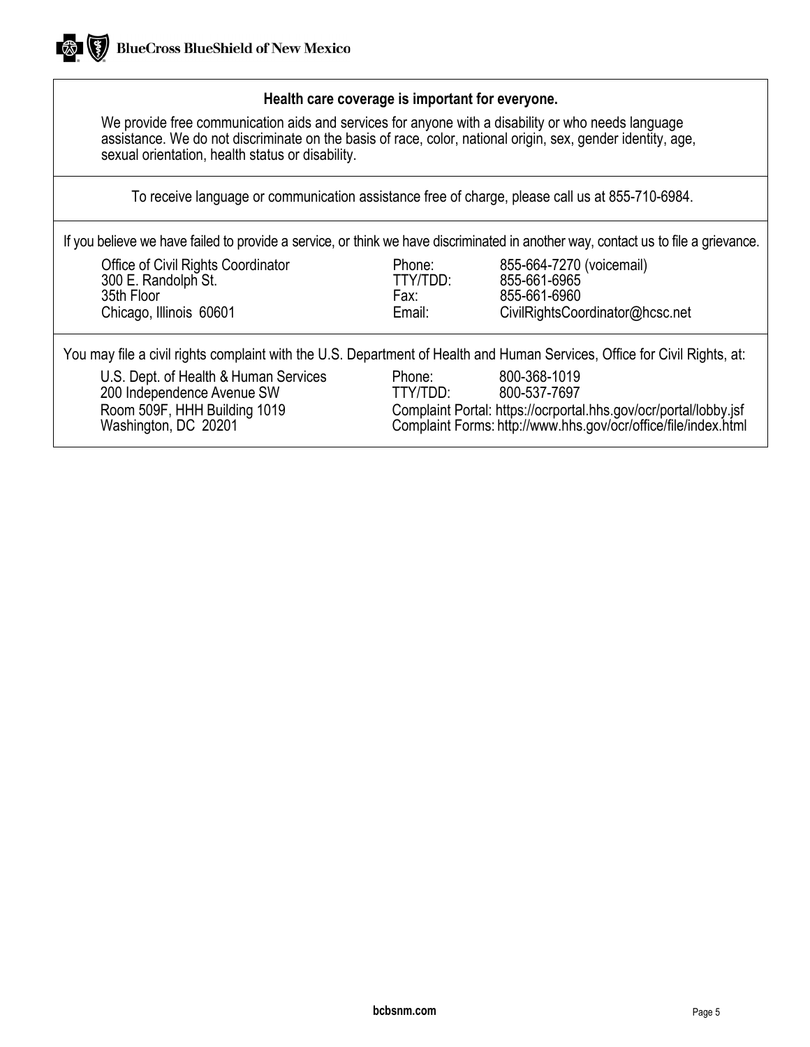**Health care coverage is important for everyone.**

We provide free communication aids and services for anyone with a disability or who needs language assistance. We do not discriminate on the basis of race, color, national origin, sex, gender identity, age, sexual orientation, health status or disability.

To receive language or communication assistance free of charge, please call us at 855-710-6984.

If you believe we have failed to provide a service, or think we have discriminated in another way, contact us to file a grievance.

Office of Civil Rights Coordinator
300 E. Randolph St.
35th Floor
Chicago, Illinois 60601

Phone: 855-664-7270 (voicemail)
TTY/TDD: 855-661-6965
Fax: 855-661-6960
Email: CivilRightsCoordinator@hcsc.net

You may file a civil rights complaint with the U.S. Department of Health and Human Services, Office for Civil Rights, at:

U.S. Dept. of Health & Human Services
200 Independence Avenue SW
Room 509F, HHH Building 1019
Washington, DC 20201

Phone: 800-368-1019
TTY/TDD: 800-537-7697
Complaint Portal: https://ocrportal.hhs.gov/ocr/portal/lobby.jsf
Complaint Forms: http://www.hhs.gov/ocr/office/file/index.html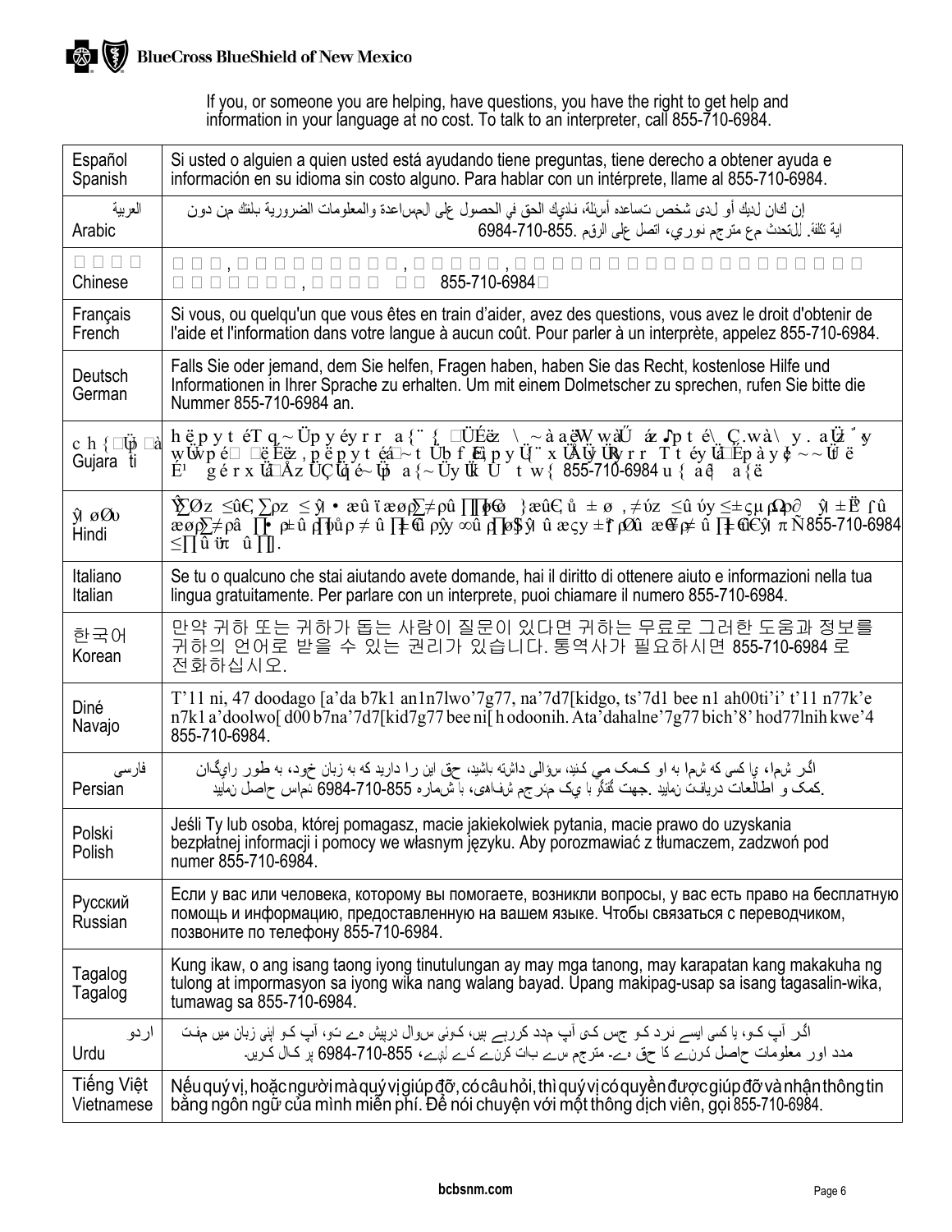If you, or someone you are helping, have questions, you have the right to get help and information in your language at no cost. To talk to an interpreter, call 855-710-6984.

| | |
|---|---|
| Español<br>Spanish | Si usted o alguien a quien usted está ayudando tiene preguntas, tiene derecho a obtener ayuda e información en su idioma sin costo alguno. Para hablar con un intérprete, llame al 855-710-6984. |
| العربية<br>Arabic | إن كان لديك أو لدى شخص تساعده أسئلة، فلديك الحق في الحصول على المساعدة والمعلومات الضرورية بلغتك من دون اية تكلفة. للتحدث مع مترجم فوري، اتصل على الرقم 855-710-6984. |
| □□□□<br>Chinese | □□□, □□□□□□□□□□, □□□□□, □□□□□□□□□□□□□□□□□□□□□□□□□□□, □□□□ □□ 855-710-6984□ |
| Français<br>French | Si vous, ou quelqu'un que vous êtes en train d'aider, avez des questions, vous avez le droit d'obtenir de l'aide et l'information dans votre langue à aucun coût. Pour parler à un interprète, appelez 855-710-6984. |
| Deutsch<br>German | Falls Sie oder jemand, dem Sie helfen, Fragen haben, haben Sie das Recht, kostenlose Hilfe und Informationen in Ihrer Sprache zu erhalten. Um mit einem Dolmetscher zu sprechen, rufen Sie bitte die Nummer 855-710-6984 an. |
| c h { Üp à<br>Gujara ti | h ëp y t éT q~Üp y éy r r a{¨ { ÜÉëz \ ~ à aëW wàÚ áz ♪p t é\ Ç.wà\ y . aÜz ˝ y wÜwp é ëÉëz , p ëp y t éá~ t Üb f Éì p y Ü¨ x ÄÜy ÜRy r r T t éy Üá Ép à y ¢ ~ ~ Üü ë É¹ g é r x Üá Åz ÜÇ Üq é~ Üp a{~ Üy Ük Ü t w{ 855-710-6984 u { aé a{ë |
| ŷ øØυ<br>Hindi | Ŷ∑Øz ≤û€ ∑ρz ≤ ŷ • æû ïæøρ∑≠ρû ∏∏þ© }æû€ ů ± ø , ≠úz ≤û úy ≤±çµ ρΩρ∂ ŷ ±Ë ſû æøρ∑≠ρâ ∏• ρ±û ρ∏þůρ ≠ û ∏‡ €û ρŷy ∞û ρ∏ø$ŷ û æçy ±ř ρØû æ€ρ≠ û ∏‡ €€ŷ π Ñ855-710-6984 ≤∏û ür û ∏. |
| Italiano<br>Italian | Se tu o qualcuno che stai aiutando avete domande, hai il diritto di ottenere aiuto e informazioni nella tua lingua gratuitamente. Per parlare con un interprete, puoi chiamare il numero 855-710-6984. |
| 한국어<br>Korean | 만약 귀하 또는 귀하가 돕는 사람이 질문이 있다면 귀하는 무료로 그러한 도움과 정보를 귀하의 언어로 받을 수 있는 권리가 있습니다. 통역사가 필요하시면 855-710-6984 로 전화하십시오. |
| Diné<br>Navajo | T’11 ni, 47 doodago [a’da b7k1 an1n7lwo’7g77, na’7d7[kidgo, ts’7d1 bee n1 ah00ti’i’ t’11 n77k’e n7k1 a’doolwo[ d00 b7na’7d7[kid7g77 bee ni[ h odoonih. Ata’dahalne’7g77 bich’8’ hod77lnih kwe’4 855-710-6984. |
| فارسی<br>Persian | اگر شما، یا کسی که شما به او کمک می کنید، سؤالی داشته باشید، حق این را دارید که به زبان خود، به طور رایگان کمک و اطلاعات دریافت نمایید. جهت گفتگو با یک مترجم شفاهی، با شماره 855-710-6984 تماس حاصل نمایید. |
| Polski<br>Polish | Jeśli Ty lub osoba, której pomagasz, macie jakiekolwiek pytania, macie prawo do uzyskania bezpłatnej informacji i pomocy we własnym języku. Aby porozmawiać z tłumaczem, zadzwoń pod numer 855-710-6984. |
| Русский<br>Russian | Если у вас или человека, которому вы помогаете, возникли вопросы, у вас есть право на бесплатную помощь и информацию, предоставленную на вашем языке. Чтобы связаться с переводчиком, позвоните по телефону 855-710-6984. |
| Tagalog<br>Tagalog | Kung ikaw, o ang isang taong iyong tinutulungan ay may mga tanong, may karapatan kang makakuha ng tulong at impormasyon sa iyong wika nang walang bayad. Upang makipag-usap sa isang tagasalin-wika, tumawag sa 855-710-6984. |
| اردو<br>Urdu | اگر آپ کو، یا کسی ایسے فرد کو جس کی آپ مدد کررہے ہیں، کوئی سوال درپیش ہے تو، آپ کو اپنی زبان میں مفت مدد اور معلومات حاصل کرنے کا حق ہے۔ مترجم سے بات کرنے کے لیے، 855-710-6984 پر کال کریں۔ |
| Tiếng Việt<br>Vietnamese | Nếu quý vị, hoặc người mà quý vị giúp đỡ, có câu hỏi, thì quý vị có quyền được giúp đỡ và nhận thông tin bằng ngôn ngữ của mình miễn phí. Để nói chuyện với một thông dịch viên, gọi 855-710-6984. |